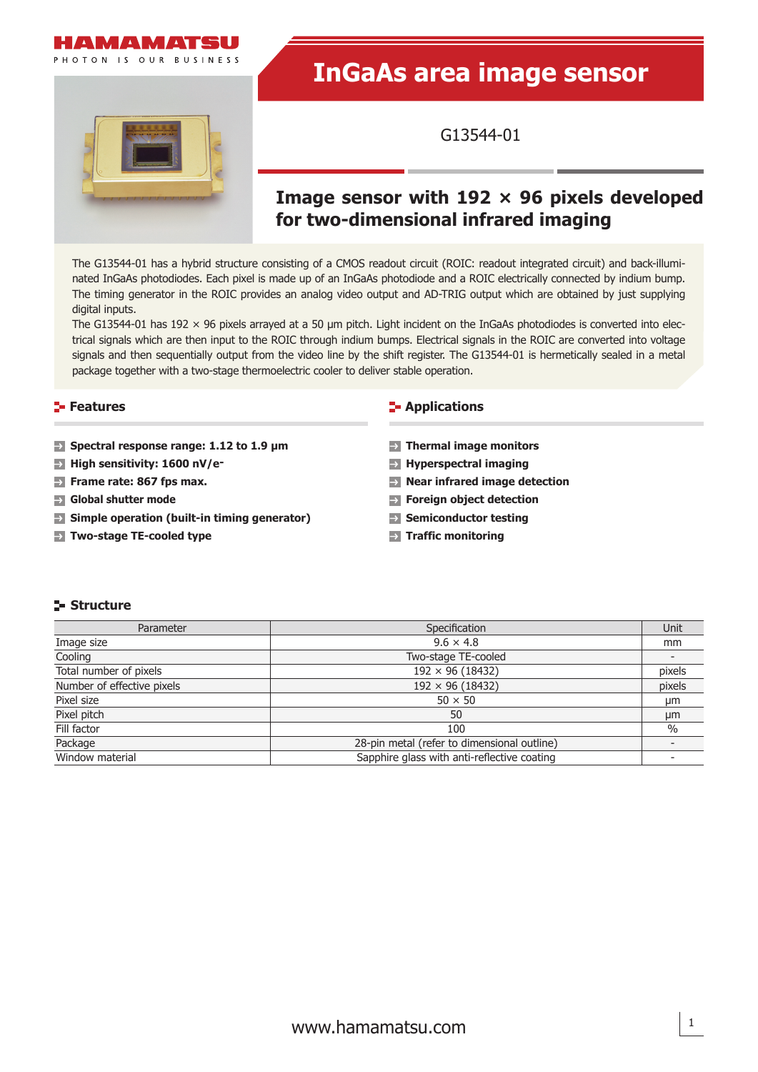# InGaAs area image sensor

G13544-01

## Image sensor with 192 × 96 pixels developed for two-dimensional infrared imaging

The G13544-01 has a hybrid structure consisting of a CMOS readout circuit (ROIC: readout integrated circuit) and back-illuminated InGaAs photodiodes. Each pixel is made up of an InGaAs photodiode and a ROIC electrically connected by indium bump. The timing generator in the ROIC provides an analog video output and AD-TRIG output which are obtained by just supplying digital inputs.

The G13544-01 has 192 × 96 pixels arrayed at a 50 μm pitch. Light incident on the InGaAs photodiodes is converted into electrical signals which are then input to the ROIC through indium bumps. Electrical signals in the ROIC are converted into voltage signals and then sequentially output from the video line by the shift register. The G13544-01 is hermetically sealed in a metal package together with a two-stage thermoelectric cooler to deliver stable operation.

### Features

- **Spectral response range: 1.12 to 1.9 μm**
- **High sensitivity: 1600 nV/e⁻**
- **Frame rate: 867 fps max.**
- **Global shutter mode**
- **Simple operation (built-in timing generator)**
- **Two-stage TE-cooled type**

### Applications

- **Thermal image monitors**
- **Hyperspectral imaging**
- **Near infrared image detection**
- **Foreign object detection**
- **Semiconductor testing**
- **Traffic monitoring**

### Structure

| Parameter | Specification | Unit |
|---|---|---|
| Image size | 9.6 × 4.8 | mm |
| Cooling | Two-stage TE-cooled | - |
| Total number of pixels | 192 × 96 (18432) | pixels |
| Number of effective pixels | 192 × 96 (18432) | pixels |
| Pixel size | 50 × 50 | μm |
| Pixel pitch | 50 | μm |
| Fill factor | 100 | % |
| Package | 28-pin metal (refer to dimensional outline) | - |
| Window material | Sapphire glass with anti-reflective coating | - |

www.hamamatsu.com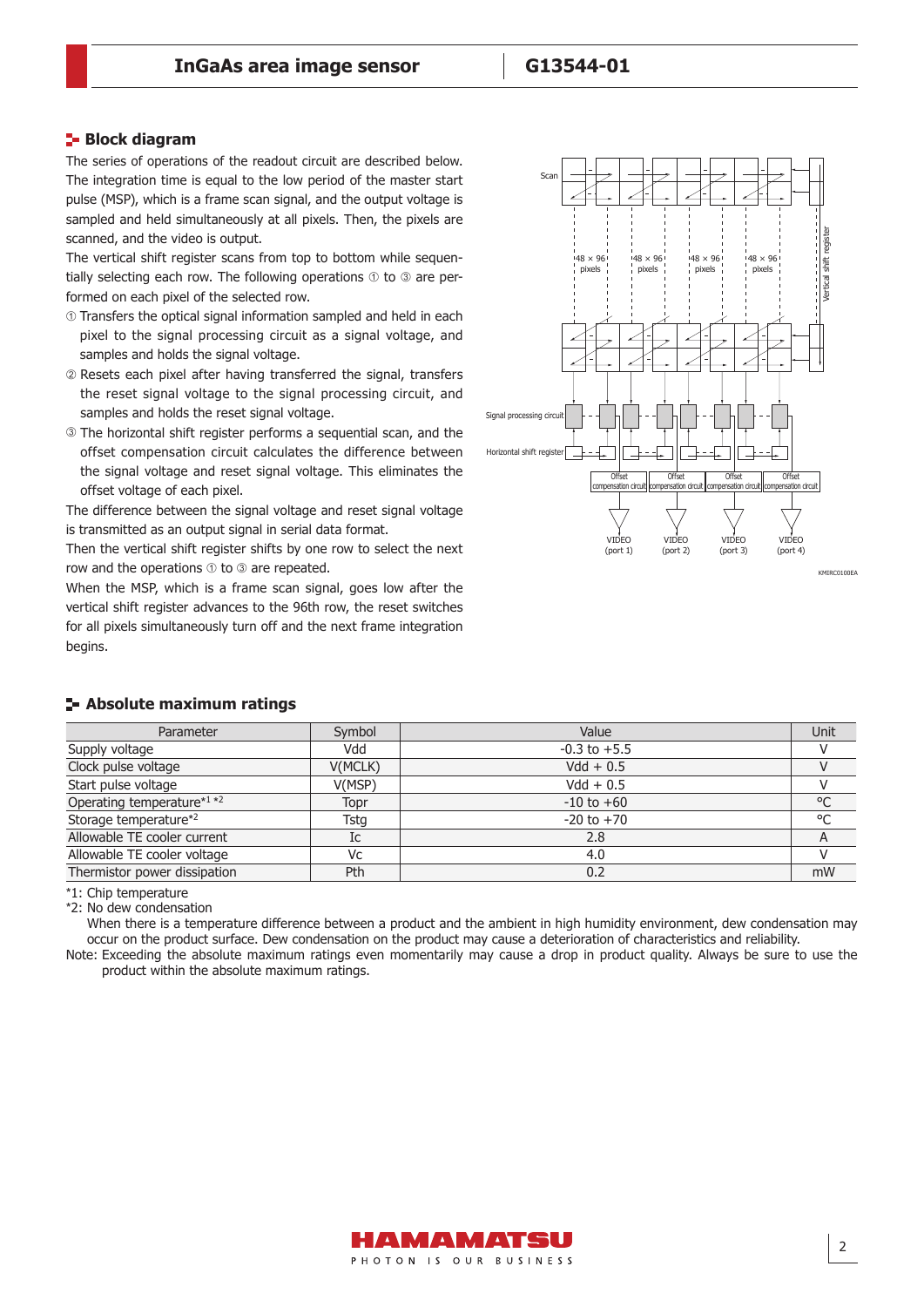## Block diagram

The series of operations of the readout circuit are described below. The integration time is equal to the low period of the master start pulse (MSP), which is a frame scan signal, and the output voltage is sampled and held simultaneously at all pixels. Then, the pixels are scanned, and the video is output.

The vertical shift register scans from top to bottom while sequentially selecting each row. The following operations ① to ③ are performed on each pixel of the selected row.

① Transfers the optical signal information sampled and held in each pixel to the signal processing circuit as a signal voltage, and samples and holds the signal voltage.

② Resets each pixel after having transferred the signal, transfers the reset signal voltage to the signal processing circuit, and samples and holds the reset signal voltage.

③ The horizontal shift register performs a sequential scan, and the offset compensation circuit calculates the difference between the signal voltage and reset signal voltage. This eliminates the offset voltage of each pixel.

The difference between the signal voltage and reset signal voltage is transmitted as an output signal in serial data format.

Then the vertical shift register shifts by one row to select the next row and the operations ① to ③ are repeated.

When the MSP, which is a frame scan signal, goes low after the vertical shift register advances to the 96th row, the reset switches for all pixels simultaneously turn off and the next frame integration begins.

Scan

48 × 96 pixels | 48 × 96 pixels | 48 × 96 pixels | 48 × 96 pixels

Vertical shift register

Signal processing circuit

Horizontal shift register

Offset compensation circuit | Offset compensation circuit | Offset compensation circuit | Offset compensation circuit

VIDEO (port 1) | VIDEO (port 2) | VIDEO (port 3) | VIDEO (port 4)

KMIRC0100EA

## Absolute maximum ratings

| Parameter | Symbol | Value | Unit |
|---|---|---|---|
| Supply voltage | Vdd | -0.3 to +5.5 | V |
| Clock pulse voltage | V(MCLK) | Vdd + 0.5 | V |
| Start pulse voltage | V(MSP) | Vdd + 0.5 | V |
| Operating temperature*1 *2 | Topr | -10 to +60 | °C |
| Storage temperature*2 | Tstg | -20 to +70 | °C |
| Allowable TE cooler current | Ic | 2.8 | A |
| Allowable TE cooler voltage | Vc | 4.0 | V |
| Thermistor power dissipation | Pth | 0.2 | mW |

*1: Chip temperature

*2: No dew condensation

When there is a temperature difference between a product and the ambient in high humidity environment, dew condensation may occur on the product surface. Dew condensation on the product may cause a deterioration of characteristics and reliability.

Note: Exceeding the absolute maximum ratings even momentarily may cause a drop in product quality. Always be sure to use the product within the absolute maximum ratings.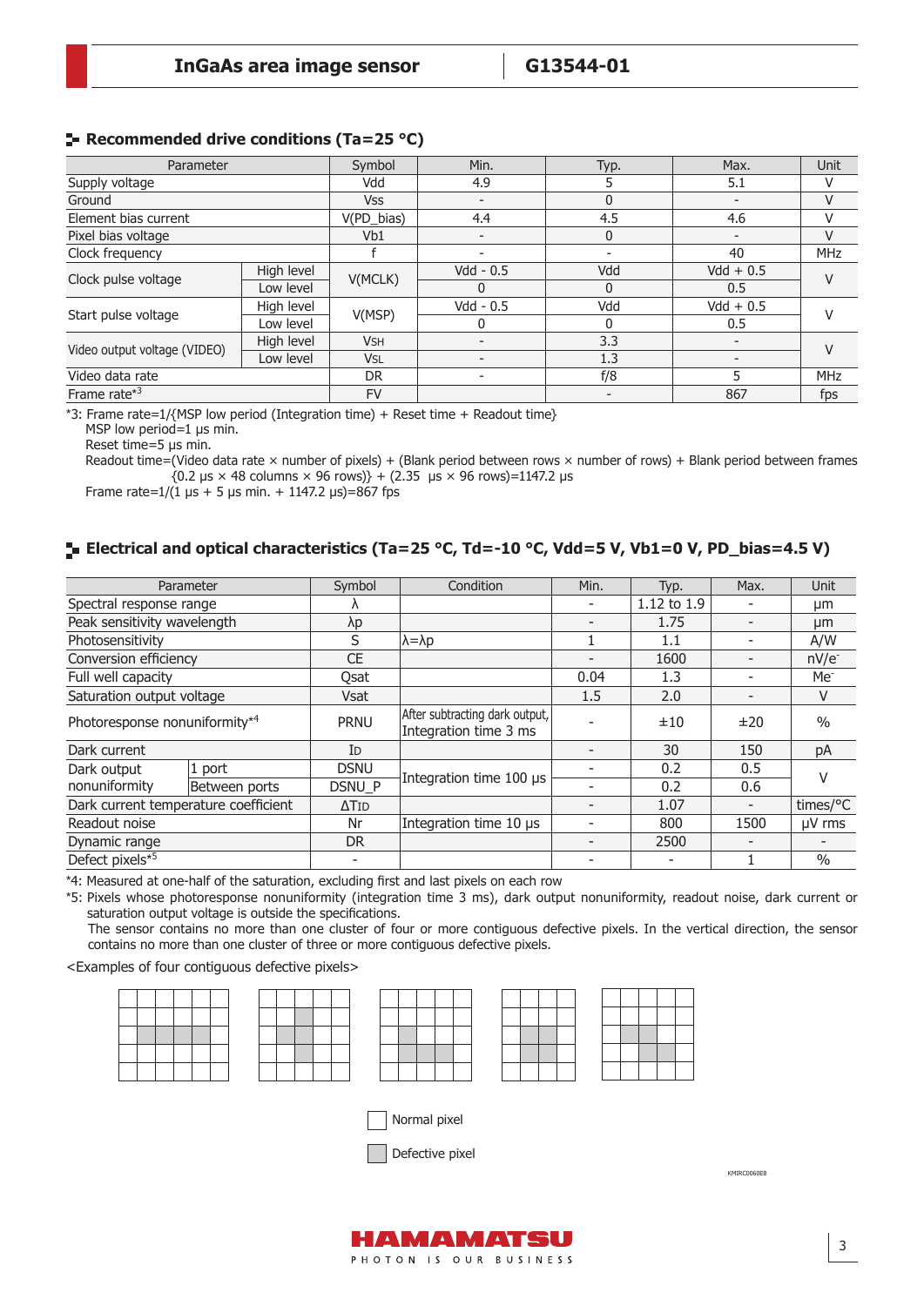## Recommended drive conditions (Ta=25 °C)

| Parameter | | Symbol | Min. | Typ. | Max. | Unit |
|---|---|---|---|---|---|---|
| Supply voltage | | Vdd | 4.9 | 5 | 5.1 | V |
| Ground | | Vss | - | 0 | - | V |
| Element bias current | | V(PD_bias) | 4.4 | 4.5 | 4.6 | V |
| Pixel bias voltage | | Vb1 | - | 0 | - | V |
| Clock frequency | | f | - | - | 40 | MHz |
| Clock pulse voltage | High level | V(MCLK) | Vdd - 0.5 | Vdd | Vdd + 0.5 | V |
| | Low level | | 0 | 0 | 0.5 | |
| Start pulse voltage | High level | V(MSP) | Vdd - 0.5 | Vdd | Vdd + 0.5 | V |
| | Low level | | 0 | 0 | 0.5 | |
| Video output voltage (VIDEO) | High level | $V_{SH}$ | - | 3.3 | - | V |
| | Low level | $V_{SL}$ | - | 1.3 | - | |
| Video data rate | | DR | - | f/8 | 5 | MHz |
| Frame rate*3 | | FV | | - | 867 | fps |

*3: Frame rate=1/{MSP low period (Integration time) + Reset time + Readout time}
MSP low period=1 μs min.
Reset time=5 μs min.
Readout time=(Video data rate × number of pixels) + (Blank period between rows × number of rows) + Blank period between frames
{0.2 μs × 48 columns × 96 rows)} + (2.35 μs × 96 rows)=1147.2 μs
Frame rate=1/(1 μs + 5 μs min. + 1147.2 μs)=867 fps

## Electrical and optical characteristics (Ta=25 °C, Td=-10 °C, Vdd=5 V, Vb1=0 V, PD_bias=4.5 V)

| Parameter | | Symbol | Condition | Min. | Typ. | Max. | Unit |
|---|---|---|---|---|---|---|---|
| Spectral response range | | λ | | - | 1.12 to 1.9 | - | μm |
| Peak sensitivity wavelength | | λp | | - | 1.75 | - | μm |
| Photosensitivity | | S | λ=λp | 1 | 1.1 | - | A/W |
| Conversion efficiency | | CE | | - | 1600 | - | nV/e- |
| Full well capacity | | Qsat | | 0.04 | 1.3 | - | Me- |
| Saturation output voltage | | Vsat | | 1.5 | 2.0 | - | V |
| Photoresponse nonuniformity*4 | | PRNU | After subtracting dark output, Integration time 3 ms | - | ±10 | ±20 | % |
| Dark current | | $I_D$ | | - | 30 | 150 | pA |
| Dark output nonuniformity | 1 port | DSNU | Integration time 100 μs | - | 0.2 | 0.5 | V |
| | Between ports | DSNU_P | | - | 0.2 | 0.6 | |
| Dark current temperature coefficient | | $\Delta T_{ID}$ | | - | 1.07 | - | times/°C |
| Readout noise | | Nr | Integration time 10 μs | - | 800 | 1500 | μV rms |
| Dynamic range | | DR | | - | 2500 | - | - |
| Defect pixels*5 | | - | | - | - | 1 | % |

*4: Measured at one-half of the saturation, excluding first and last pixels on each row

*5: Pixels whose photoresponse nonuniformity (integration time 3 ms), dark output nonuniformity, readout noise, dark current or saturation output voltage is outside the specifications.
The sensor contains no more than one cluster of four or more contiguous defective pixels. In the vertical direction, the sensor contains no more than one cluster of three or more contiguous defective pixels.

<Examples of four contiguous defective pixels>

Normal pixel

Defective pixel

KMIRC0060EB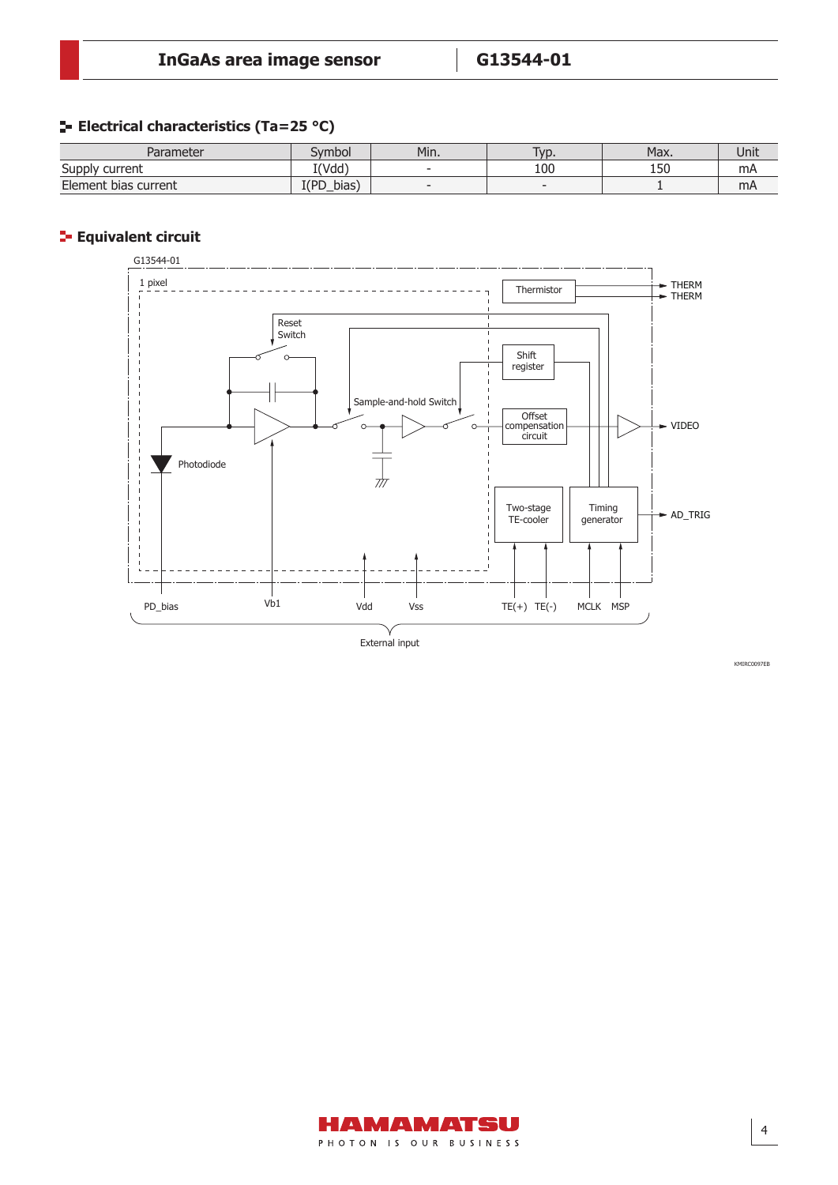## Electrical characteristics (Ta=25 °C)

| Parameter | Symbol | Min. | Typ. | Max. | Unit |
|---|---|---|---|---|---|
| Supply current | I(Vdd) | - | 100 | 150 | mA |
| Element bias current | I(PD_bias) | - | - | 1 | mA |

## Equivalent circuit

G13544-01

1 pixel

Thermistor

THERM

THERM

Reset Switch

Shift register

Sample-and-hold Switch

Offset compensation circuit

VIDEO

Photodiode

Two-stage TE-cooler

Timing generator

AD_TRIG

PD_bias Vb1 Vdd Vss TE(+) TE(-) MCLK MSP

External input

KMIRC0097EB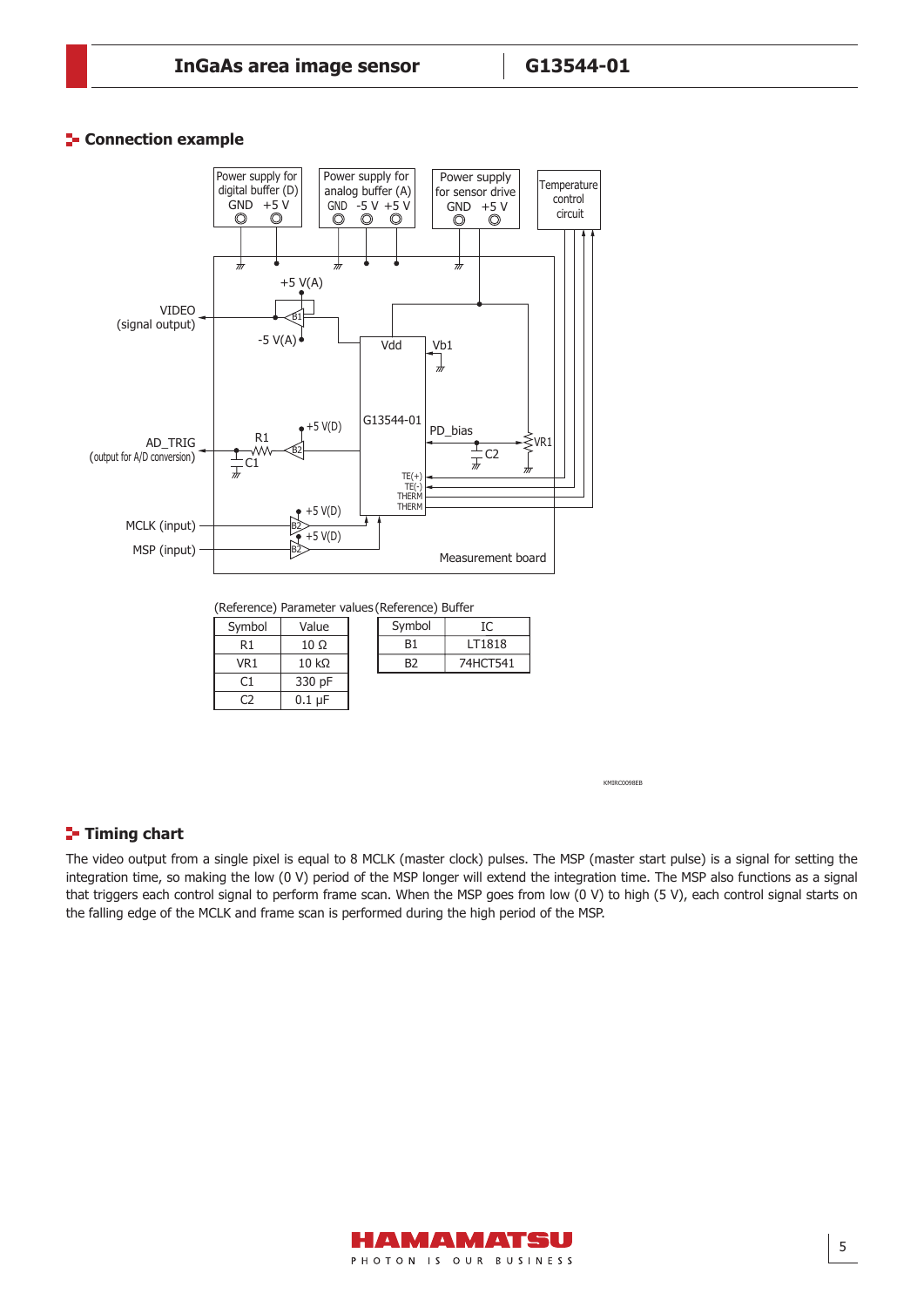## Connection example

(Reference) Parameter values

| Symbol | Value |
|---|---|
| R1 | 10 Ω |
| VR1 | 10 kΩ |
| C1 | 330 pF |
| C2 | 0.1 µF |

(Reference) Buffer

| Symbol | IC |
|---|---|
| B1 | LT1818 |
| B2 | 74HCT541 |

KMIRC0098EB

## Timing chart

The video output from a single pixel is equal to 8 MCLK (master clock) pulses. The MSP (master start pulse) is a signal for setting the integration time, so making the low (0 V) period of the MSP longer will extend the integration time. The MSP also functions as a signal that triggers each control signal to perform frame scan. When the MSP goes from low (0 V) to high (5 V), each control signal starts on the falling edge of the MCLK and frame scan is performed during the high period of the MSP.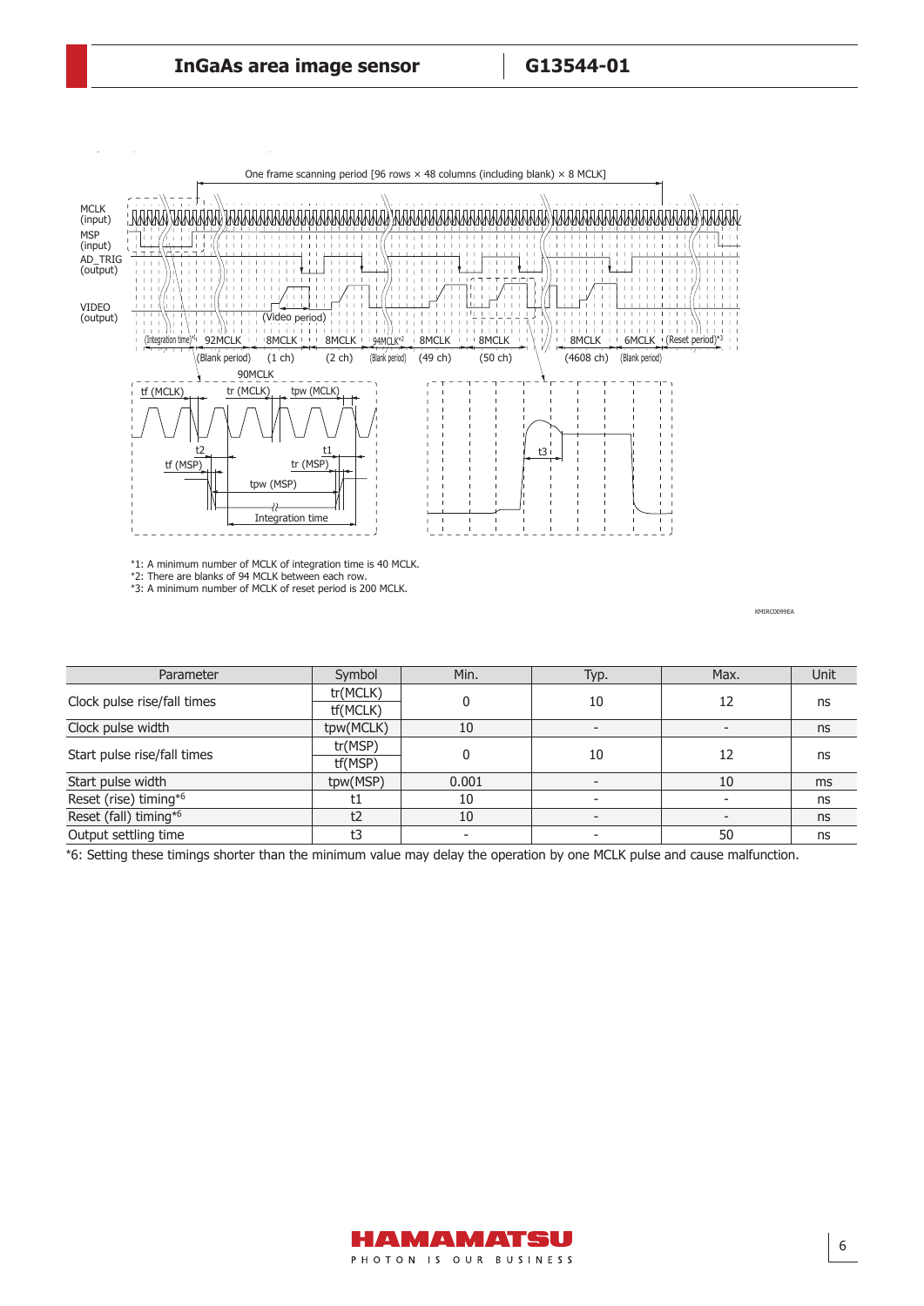One frame scanning period [96 rows × 48 columns (including blank) × 8 MCLK]

MCLK (input)
MSP (input)
AD_TRIG (output)
VIDEO (output)

(Video period)

(Integration time)*1 92MCLK (Blank period) 8MCLK (1 ch) 8MCLK (2 ch) 94MCLK*2 (Blank period) 8MCLK (49 ch) 8MCLK (50 ch) 8MCLK (4608 ch) 6MCLK (Blank period) (Reset period)*3

90MCLK

tf (MCLK) tr (MCLK) tpw (MCLK)

t2 t1 tf (MSP) tr (MSP) tpw (MSP) Integration time

t3

*1: A minimum number of MCLK of integration time is 40 MCLK.
*2: There are blanks of 94 MCLK between each row.
*3: A minimum number of MCLK of reset period is 200 MCLK.

KMIRC0099EA

| Parameter | Symbol | Min. | Typ. | Max. | Unit |
|---|---|---|---|---|---|
| Clock pulse rise/fall times | tr(MCLK) / tf(MCLK) | 0 | 10 | 12 | ns |
| Clock pulse width | tpw(MCLK) | 10 | - | - | ns |
| Start pulse rise/fall times | tr(MSP) / tf(MSP) | 0 | 10 | 12 | ns |
| Start pulse width | tpw(MSP) | 0.001 | - | 10 | ms |
| Reset (rise) timing*6 | t1 | 10 | - | - | ns |
| Reset (fall) timing*6 | t2 | 10 | - | - | ns |
| Output settling time | t3 | - | - | 50 | ns |

*6: Setting these timings shorter than the minimum value may delay the operation by one MCLK pulse and cause malfunction.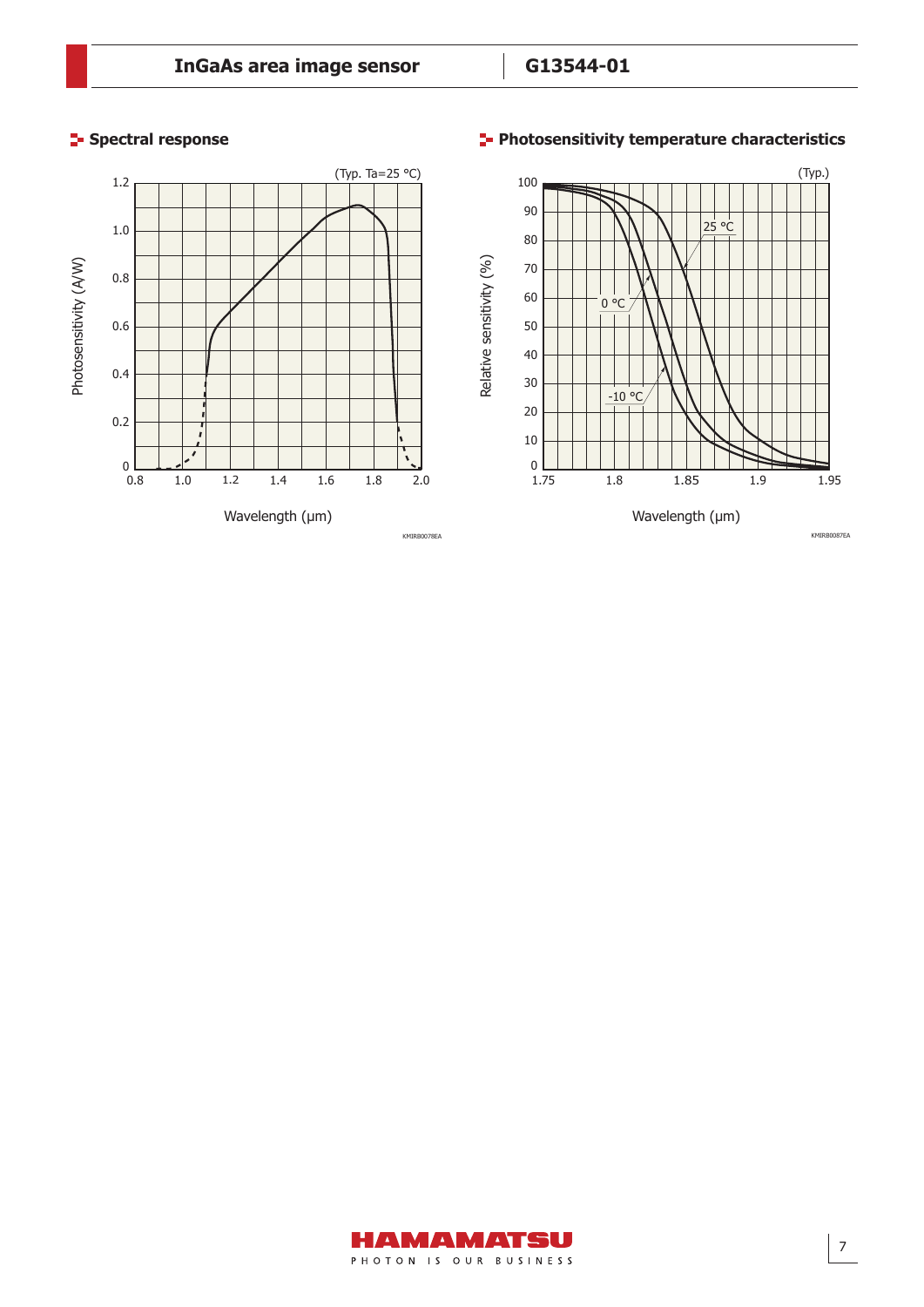## Spectral response

(Typ. Ta=25 °C)

Photosensitivity (A/W)

Wavelength (μm)

KMIRB0078EA

## Photosensitivity temperature characteristics

(Typ.)

Relative sensitivity (%)

Wavelength (μm)

KMIRB0087EA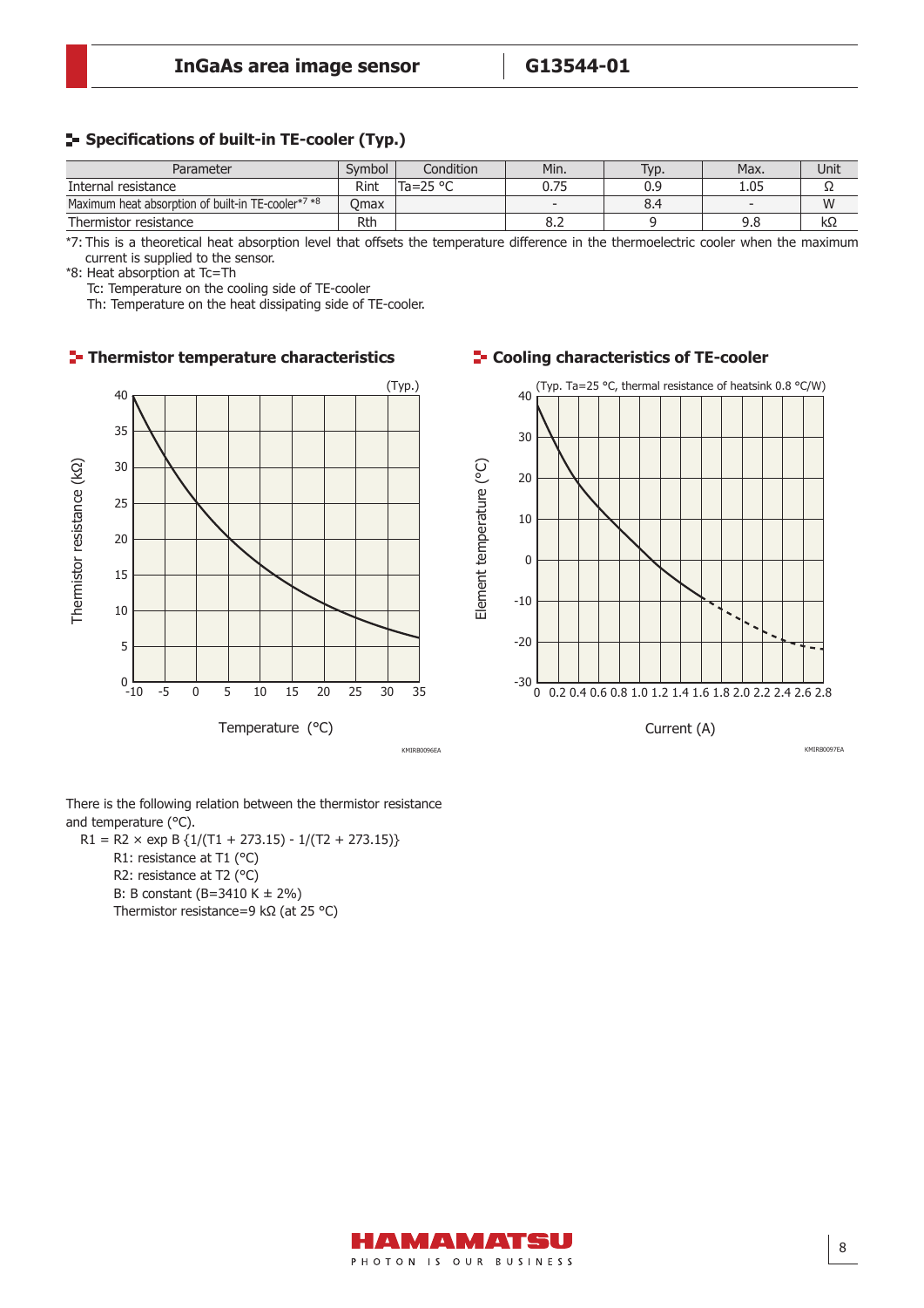## Specifications of built-in TE-cooler (Typ.)

| Parameter | Symbol | Condition | Min. | Typ. | Max. | Unit |
|---|---|---|---|---|---|---|
| Internal resistance | Rint | Ta=25 °C | 0.75 | 0.9 | 1.05 | Ω |
| Maximum heat absorption of built-in TE-cooler*7 *8 | Qmax | | - | 8.4 | - | W |
| Thermistor resistance | Rth | | 8.2 | 9 | 9.8 | kΩ |

*7: This is a theoretical heat absorption level that offsets the temperature difference in the thermoelectric cooler when the maximum current is supplied to the sensor.

*8: Heat absorption at Tc=Th

Tc: Temperature on the cooling side of TE-cooler

Th: Temperature on the heat dissipating side of TE-cooler.

## Thermistor temperature characteristics

(Typ.)

Thermistor resistance (kΩ) vs. Temperature (°C)

KMIRB0096EA

## Cooling characteristics of TE-cooler

(Typ. Ta=25 °C, thermal resistance of heatsink 0.8 °C/W)

Element temperature (°C) vs. Current (A)

KMIRB0097EA

There is the following relation between the thermistor resistance and temperature (°C).

$R1 = R2 \times \exp B \{1/(T1 + 273.15) - 1/(T2 + 273.15)\}$

R1: resistance at T1 (°C)

R2: resistance at T2 (°C)

B: B constant (B=3410 K ± 2%)

Thermistor resistance=9 kΩ (at 25 °C)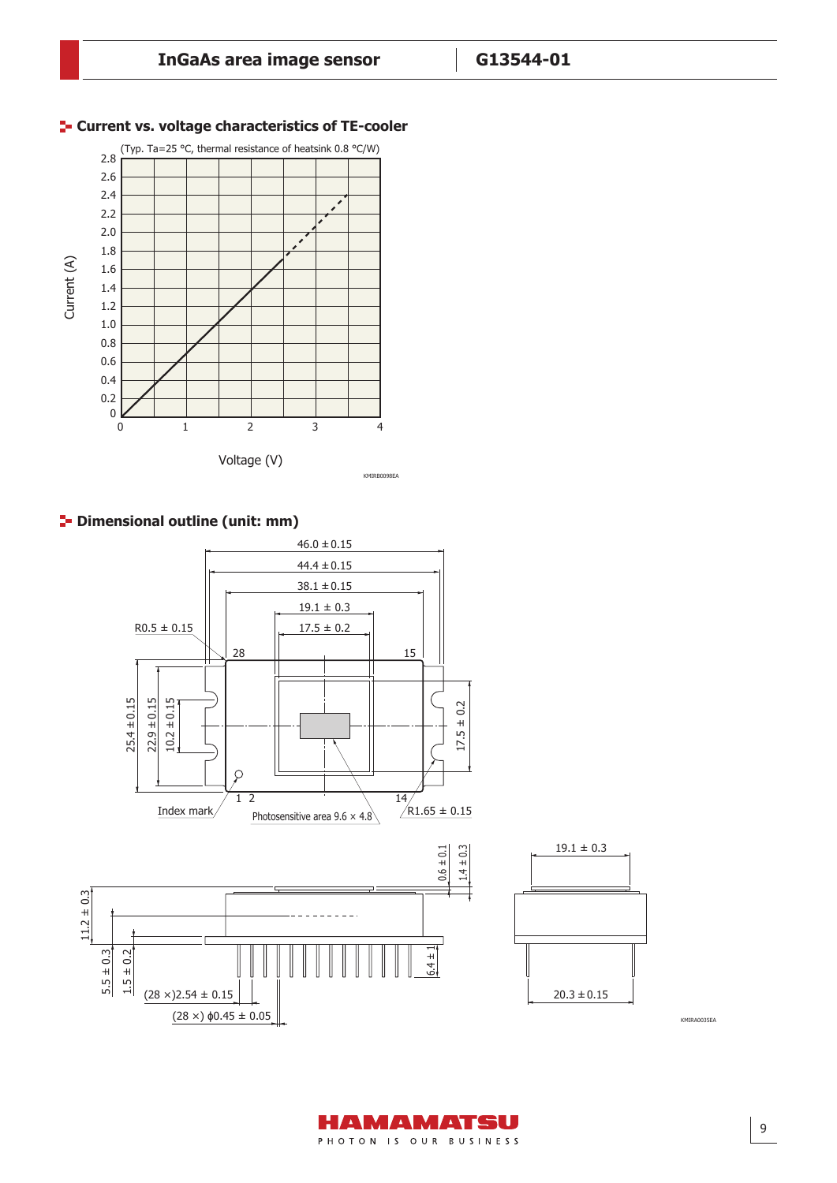## Current vs. voltage characteristics of TE-cooler

(Typ. Ta=25 °C, thermal resistance of heatsink 0.8 °C/W)

Current (A)

Voltage (V)

KMIRB0098EA

## Dimensional outline (unit: mm)

46.0 ± 0.15

44.4 ± 0.15

38.1 ± 0.15

19.1 ± 0.3

17.5 ± 0.2

R0.5 ± 0.15

25.4 ± 0.15

22.9 ± 0.15

10.2 ± 0.15

17.5 ± 0.2

Index mark

Photosensitive area 9.6 × 4.8

R1.65 ± 0.15

0.6 ± 0.1

1.4 ± 0.3

11.2 ± 0.3

5.5 ± 0.3

1.5 ± 0.2

6.4 ± 1

(28 ×)2.54 ± 0.15

(28 ×) ϕ0.45 ± 0.05

19.1 ± 0.3

20.3 ± 0.15

KMIRA0035EA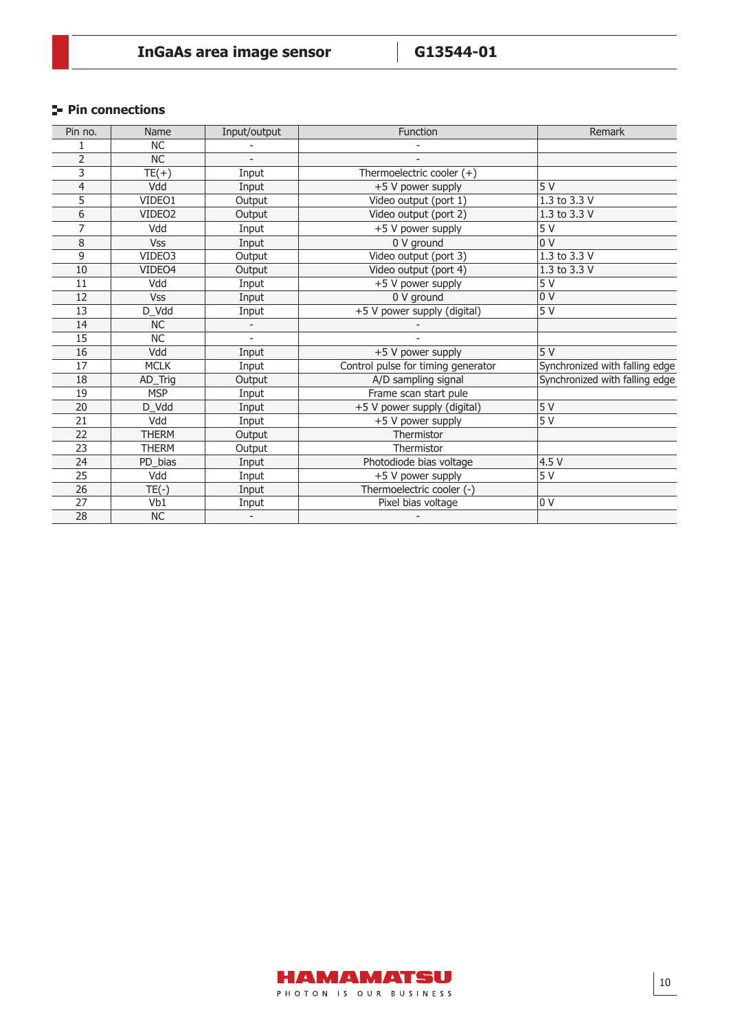## Pin connections

| Pin no. | Name | Input/output | Function | Remark |
|---|---|---|---|---|
| 1 | NC | - | - | |
| 2 | NC | - | - | |
| 3 | TE(+) | Input | Thermoelectric cooler (+) | |
| 4 | Vdd | Input | +5 V power supply | 5 V |
| 5 | VIDEO1 | Output | Video output (port 1) | 1.3 to 3.3 V |
| 6 | VIDEO2 | Output | Video output (port 2) | 1.3 to 3.3 V |
| 7 | Vdd | Input | +5 V power supply | 5 V |
| 8 | Vss | Input | 0 V ground | 0 V |
| 9 | VIDEO3 | Output | Video output (port 3) | 1.3 to 3.3 V |
| 10 | VIDEO4 | Output | Video output (port 4) | 1.3 to 3.3 V |
| 11 | Vdd | Input | +5 V power supply | 5 V |
| 12 | Vss | Input | 0 V ground | 0 V |
| 13 | D_Vdd | Input | +5 V power supply (digital) | 5 V |
| 14 | NC | - | - | |
| 15 | NC | - | - | |
| 16 | Vdd | Input | +5 V power supply | 5 V |
| 17 | MCLK | Input | Control pulse for timing generator | Synchronized with falling edge |
| 18 | AD_Trig | Output | A/D sampling signal | Synchronized with falling edge |
| 19 | MSP | Input | Frame scan start pule | |
| 20 | D_Vdd | Input | +5 V power supply (digital) | 5 V |
| 21 | Vdd | Input | +5 V power supply | 5 V |
| 22 | THERM | Output | Thermistor | |
| 23 | THERM | Output | Thermistor | |
| 24 | PD_bias | Input | Photodiode bias voltage | 4.5 V |
| 25 | Vdd | Input | +5 V power supply | 5 V |
| 26 | TE(-) | Input | Thermoelectric cooler (-) | |
| 27 | Vb1 | Input | Pixel bias voltage | 0 V |
| 28 | NC | - | - | |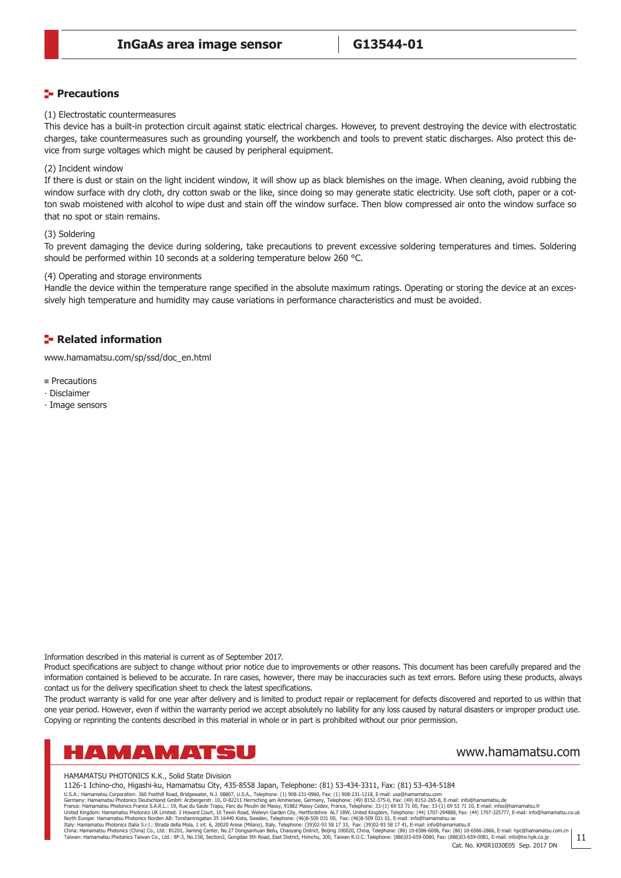## Precautions

(1) Electrostatic countermeasures

This device has a built-in protection circuit against static electrical charges. However, to prevent destroying the device with electrostatic charges, take countermeasures such as grounding yourself, the workbench and tools to prevent static discharges. Also protect this device from surge voltages which might be caused by peripheral equipment.

(2) Incident window

If there is dust or stain on the light incident window, it will show up as black blemishes on the image. When cleaning, avoid rubbing the window surface with dry cloth, dry cotton swab or the like, since doing so may generate static electricity. Use soft cloth, paper or a cotton swab moistened with alcohol to wipe dust and stain off the window surface. Then blow compressed air onto the window surface so that no spot or stain remains.

(3) Soldering

To prevent damaging the device during soldering, take precautions to prevent excessive soldering temperatures and times. Soldering should be performed within 10 seconds at a soldering temperature below 260 °C.

(4) Operating and storage environments

Handle the device within the temperature range specified in the absolute maximum ratings. Operating or storing the device at an excessively high temperature and humidity may cause variations in performance characteristics and must be avoided.

## Related information

www.hamamatsu.com/sp/ssd/doc_en.html

- Precautions
  - Disclaimer
  - Image sensors

Information described in this material is current as of September 2017.

Product specifications are subject to change without prior notice due to improvements or other reasons. This document has been carefully prepared and the information contained is believed to be accurate. In rare cases, however, there may be inaccuracies such as text errors. Before using these products, always contact us for the delivery specification sheet to check the latest specifications.

The product warranty is valid for one year after delivery and is limited to product repair or replacement for defects discovered and reported to us within that one year period. However, even if within the warranty period we accept absolutely no liability for any loss caused by natural disasters or improper product use. Copying or reprinting the contents described in this material in whole or in part is prohibited without our prior permission.

**HAMAMATSU**

www.hamamatsu.com

HAMAMATSU PHOTONICS K.K., Solid State Division

1126-1 Ichino-cho, Higashi-ku, Hamamatsu City, 435-8558 Japan, Telephone: (81) 53-434-3311, Fax: (81) 53-434-5184

U.S.A.: Hamamatsu Corporation: 360 Foothill Road, Bridgewater, N.J. 08807, U.S.A., Telephone: (1) 908-231-0960, Fax: (1) 908-231-1218, E-mail: usa@hamamatsu.com
Germany: Hamamatsu Photonics Deutschland GmbH: Arzbergerstr. 10, D-82211 Herrsching am Ammersee, Germany, Telephone: (49) 8152-375-0, Fax: (49) 8152-265-8, E-mail: info@hamamatsu.de
France: Hamamatsu Photonics France S.A.R.L.: 19, Rue du Saule Trapu, Parc du Moulin de Massy, 91882 Massy Cedex, France, Telephone: 33-(1) 69 53 71 00, Fax: 33-(1) 69 53 71 10, E-mail: infos@hamamatsu.fr
United Kingdom: Hamamatsu Photonics UK Limited: 2 Howard Court, 10 Tewin Road, Welwyn Garden City, Hertfordshire AL7 1BW, United Kingdom, Telephone: (44) 1707-294888, Fax: (44) 1707-325777, E-mail: info@hamamatsu.co.uk
North Europe: Hamamatsu Photonics Norden AB: Torshamnsgatan 35 16440 Kista, Sweden, Telephone: (46)8-509 031 00, Fax: (46)8-509 031 01, E-mail: info@hamamatsu.se
Italy: Hamamatsu Photonics Italia S.r.l.: Strada della Moia, 1 int. 6, 20020 Arese (Milano), Italy, Telephone: (39)02-93 58 17 33, Fax: (39)02-93 58 17 41, E-mail: info@hamamatsu.it
China: Hamamatsu Photonics (China) Co., Ltd.: B1201, Jiaming Center, No.27 Dongsanhuan Beilu, Chaoyang District, Beijing 100020, China, Telephone: (86) 10-6586-6006, Fax: (86) 10-6586-2866, E-mail: hpc@hamamatsu.com.cn
Taiwan: Hamamatsu Photonics Taiwan Co., Ltd.: 8F-3, No.158, Section2, Gongdao 5th Road, East District, Hsinchu, 300, Taiwan R.O.C. Telephone: (886)03-659-0080, Fax: (886)03-659-0081, E-mail: info@tw.hpk.co.jp

Cat. No. KMIR1030E05 Sep. 2017 DN